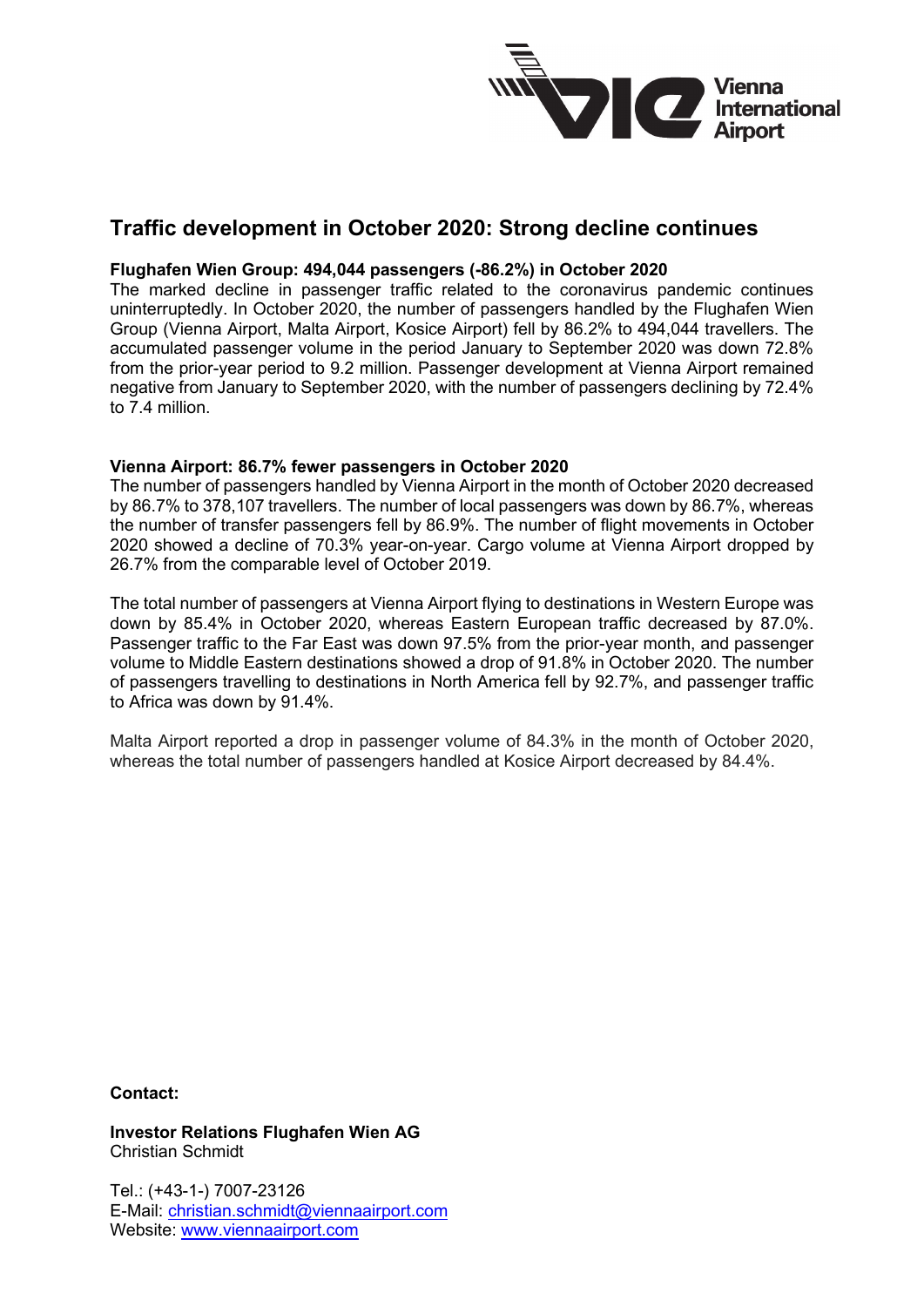# Traffic development in October 2020: Strong decline continues

**Flughafen Wien Group: 494,044 passengers (-86.2%) in October 2020**

The marked decline in passenger traffic related to the coronavirus pandemic continues uninterruptedly. In October 2020, the number of passengers handled by the Flughafen Wien Group (Vienna Airport, Malta Airport, Kosice Airport) fell by 86.2% to 494,044 travellers. The accumulated passenger volume in the period January to September 2020 was down 72.8% from the prior-year period to 9.2 million. Passenger development at Vienna Airport remained negative from January to September 2020, with the number of passengers declining by 72.4% to 7.4 million.

**Vienna Airport: 86.7% fewer passengers in October 2020**

The number of passengers handled by Vienna Airport in the month of October 2020 decreased by 86.7% to 378,107 travellers. The number of local passengers was down by 86.7%, whereas the number of transfer passengers fell by 86.9%. The number of flight movements in October 2020 showed a decline of 70.3% year-on-year. Cargo volume at Vienna Airport dropped by 26.7% from the comparable level of October 2019.

The total number of passengers at Vienna Airport flying to destinations in Western Europe was down by 85.4% in October 2020, whereas Eastern European traffic decreased by 87.0%. Passenger traffic to the Far East was down 97.5% from the prior-year month, and passenger volume to Middle Eastern destinations showed a drop of 91.8% in October 2020. The number of passengers travelling to destinations in North America fell by 92.7%, and passenger traffic to Africa was down by 91.4%.

Malta Airport reported a drop in passenger volume of 84.3% in the month of October 2020, whereas the total number of passengers handled at Kosice Airport decreased by 84.4%.

**Contact:**

**Investor Relations Flughafen Wien AG**
Christian Schmidt

Tel.: (+43-1-) 7007-23126
E-Mail: christian.schmidt@viennaairport.com
Website: www.viennaairport.com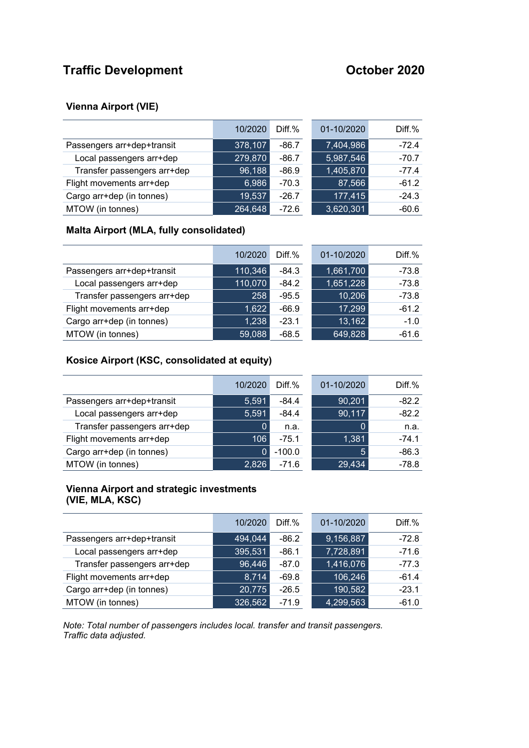# Traffic Development

# October 2020

### Vienna Airport (VIE)

| | 10/2020 | Diff.% | 01-10/2020 | Diff.% |
|---|---|---|---|---|
| Passengers arr+dep+transit | 378,107 | -86.7 | 7,404,986 | -72.4 |
| Local passengers arr+dep | 279,870 | -86.7 | 5,987,546 | -70.7 |
| Transfer passengers arr+dep | 96,188 | -86.9 | 1,405,870 | -77.4 |
| Flight movements arr+dep | 6,986 | -70.3 | 87,566 | -61.2 |
| Cargo arr+dep (in tonnes) | 19,537 | -26.7 | 177,415 | -24.3 |
| MTOW (in tonnes) | 264,648 | -72.6 | 3,620,301 | -60.6 |

### Malta Airport (MLA, fully consolidated)

| | 10/2020 | Diff.% | 01-10/2020 | Diff.% |
|---|---|---|---|---|
| Passengers arr+dep+transit | 110,346 | -84.3 | 1,661,700 | -73.8 |
| Local passengers arr+dep | 110,070 | -84.2 | 1,651,228 | -73.8 |
| Transfer passengers arr+dep | 258 | -95.5 | 10,206 | -73.8 |
| Flight movements arr+dep | 1,622 | -66.9 | 17,299 | -61.2 |
| Cargo arr+dep (in tonnes) | 1,238 | -23.1 | 13,162 | -1.0 |
| MTOW (in tonnes) | 59,088 | -68.5 | 649,828 | -61.6 |

### Kosice Airport (KSC, consolidated at equity)

| | 10/2020 | Diff.% | 01-10/2020 | Diff.% |
|---|---|---|---|---|
| Passengers arr+dep+transit | 5,591 | -84.4 | 90,201 | -82.2 |
| Local passengers arr+dep | 5,591 | -84.4 | 90,117 | -82.2 |
| Transfer passengers arr+dep | 0 | n.a. | 0 | n.a. |
| Flight movements arr+dep | 106 | -75.1 | 1,381 | -74.1 |
| Cargo arr+dep (in tonnes) | 0 | -100.0 | 5 | -86.3 |
| MTOW (in tonnes) | 2,826 | -71.6 | 29,434 | -78.8 |

### Vienna Airport and strategic investments (VIE, MLA, KSC)

| | 10/2020 | Diff.% | 01-10/2020 | Diff.% |
|---|---|---|---|---|
| Passengers arr+dep+transit | 494,044 | -86.2 | 9,156,887 | -72.8 |
| Local passengers arr+dep | 395,531 | -86.1 | 7,728,891 | -71.6 |
| Transfer passengers arr+dep | 96,446 | -87.0 | 1,416,076 | -77.3 |
| Flight movements arr+dep | 8,714 | -69.8 | 106,246 | -61.4 |
| Cargo arr+dep (in tonnes) | 20,775 | -26.5 | 190,582 | -23.1 |
| MTOW (in tonnes) | 326,562 | -71.9 | 4,299,563 | -61.0 |

*Note: Total number of passengers includes local. transfer and transit passengers. Traffic data adjusted.*